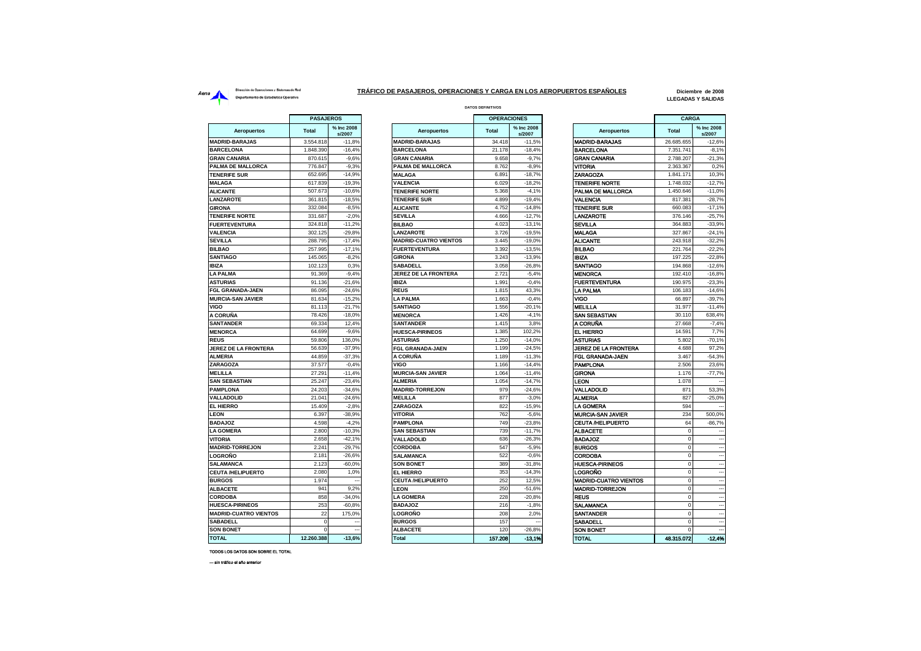Aena — Dirección de Operaciones y Sistemas de Red
Departamento de Estadística Operativa

# TRÁFICO DE PASAJEROS, OPERACIONES Y CARGA EN LOS AEROPUERTOS ESPAÑOLES

**Diciembre de 2008**
**LLEGADAS Y SALIDAS**

DATOS DEFINITIVOS

| Aeropuertos | PASAJEROS Total | % Inc 2008 s/2007 |
|---|---|---|
| MADRID-BARAJAS | 3.554.818 | -11,8% |
| BARCELONA | 1.848.390 | -16,4% |
| GRAN CANARIA | 870.615 | -9,6% |
| PALMA DE MALLORCA | 776.847 | -9,3% |
| TENERIFE SUR | 652.695 | -14,9% |
| MALAGA | 617.839 | -19,3% |
| ALICANTE | 507.673 | -10,6% |
| LANZAROTE | 361.815 | -18,5% |
| GIRONA | 332.084 | -8,5% |
| TENERIFE NORTE | 331.687 | -2,0% |
| FUERTEVENTURA | 324.818 | -11,2% |
| VALENCIA | 302.125 | -29,8% |
| SEVILLA | 288.795 | -17,4% |
| BILBAO | 257.995 | -17,1% |
| SANTIAGO | 145.065 | -8,2% |
| IBIZA | 102.123 | 0,3% |
| LA PALMA | 91.369 | -9,4% |
| ASTURIAS | 91.136 | -21,6% |
| FGL GRANADA-JAEN | 86.095 | -24,6% |
| MURCIA-SAN JAVIER | 81.634 | -15,2% |
| VIGO | 81.113 | -21,7% |
| A CORUÑA | 78.426 | -18,0% |
| SANTANDER | 69.334 | 12,4% |
| MENORCA | 64.699 | -9,6% |
| REUS | 59.806 | 136,0% |
| JEREZ DE LA FRONTERA | 56.639 | -37,9% |
| ALMERIA | 44.859 | -37,3% |
| ZARAGOZA | 37.577 | -0,4% |
| MELILLA | 27.291 | -11,4% |
| SAN SEBASTIAN | 25.247 | -23,4% |
| PAMPLONA | 24.203 | -34,6% |
| VALLADOLID | 21.041 | -24,6% |
| EL HIERRO | 15.409 | -2,8% |
| LEON | 6.397 | -38,9% |
| BADAJOZ | 4.598 | -4,2% |
| LA GOMERA | 2.800 | -10,3% |
| VITORIA | 2.658 | -42,1% |
| MADRID-TORREJON | 2.241 | -29,7% |
| LOGROÑO | 2.181 | -26,6% |
| SALAMANCA | 2.123 | -60,0% |
| CEUTA /HELIPUERTO | 2.080 | 1,0% |
| BURGOS | 1.974 | --- |
| ALBACETE | 941 | 9,2% |
| CORDOBA | 858 | -34,0% |
| HUESCA-PIRINEOS | 253 | -60,8% |
| MADRID-CUATRO VIENTOS | 22 | 175,0% |
| SABADELL | 0 | --- |
| SON BONET | 0 | --- |
| **TOTAL** | **12.260.388** | **-13,6%** |

| Aeropuertos | OPERACIONES Total | % Inc 2008 s/2007 |
|---|---|---|
| MADRID-BARAJAS | 34.418 | -11,5% |
| BARCELONA | 21.178 | -18,4% |
| GRAN CANARIA | 9.658 | -9,7% |
| PALMA DE MALLORCA | 8.762 | -8,9% |
| MALAGA | 6.891 | -18,7% |
| VALENCIA | 6.029 | -18,2% |
| TENERIFE NORTE | 5.368 | -4,1% |
| TENERIFE SUR | 4.899 | -19,4% |
| ALICANTE | 4.752 | -14,8% |
| SEVILLA | 4.666 | -12,7% |
| BILBAO | 4.023 | -13,1% |
| LANZAROTE | 3.726 | -19,5% |
| MADRID-CUATRO VIENTOS | 3.445 | -19,0% |
| FUERTEVENTURA | 3.392 | -13,5% |
| GIRONA | 3.243 | -13,9% |
| SABADELL | 3.058 | -26,8% |
| JEREZ DE LA FRONTERA | 2.721 | -5,4% |
| IBIZA | 1.991 | -0,4% |
| REUS | 1.815 | 43,3% |
| LA PALMA | 1.663 | -0,4% |
| SANTIAGO | 1.556 | -20,1% |
| MENORCA | 1.426 | -4,1% |
| SANTANDER | 1.415 | 3,8% |
| HUESCA-PIRINEOS | 1.385 | 102,2% |
| ASTURIAS | 1.250 | -14,0% |
| FGL GRANADA-JAEN | 1.199 | -24,5% |
| A CORUÑA | 1.189 | -11,3% |
| VIGO | 1.166 | -14,4% |
| MURCIA-SAN JAVIER | 1.064 | -11,4% |
| ALMERIA | 1.054 | -14,7% |
| MADRID-TORREJON | 979 | -24,6% |
| MELILLA | 877 | -3,0% |
| ZARAGOZA | 822 | -15,9% |
| VITORIA | 762 | -5,6% |
| PAMPLONA | 749 | -23,8% |
| SAN SEBASTIAN | 739 | -11,7% |
| VALLADOLID | 636 | -26,3% |
| CORDOBA | 547 | -5,9% |
| SALAMANCA | 522 | -0,6% |
| SON BONET | 389 | -31,8% |
| EL HIERRO | 353 | -14,3% |
| CEUTA /HELIPUERTO | 252 | 12,5% |
| LEON | 250 | -51,6% |
| LA GOMERA | 228 | -20,8% |
| BADAJOZ | 216 | -1,8% |
| LOGROÑO | 208 | 2,0% |
| BURGOS | 157 | --- |
| ALBACETE | 120 | -26,8% |
| **Total** | **157.208** | **-13,1%** |

| Aeropuertos | CARGA Total | % Inc 2008 s/2007 |
|---|---|---|
| MADRID-BARAJAS | 26.685.655 | -12,6% |
| BARCELONA | 7.351.741 | -8,1% |
| GRAN CANARIA | 2.788.207 | -21,3% |
| VITORIA | 2.363.367 | 0,2% |
| ZARAGOZA | 1.841.171 | 10,3% |
| TENERIFE NORTE | 1.748.032 | -12,7% |
| PALMA DE MALLORCA | 1.450.646 | -11,0% |
| VALENCIA | 817.381 | -26,7% |
| TENERIFE SUR | 660.083 | -17,1% |
| LANZAROTE | 376.146 | -25,7% |
| SEVILLA | 364.883 | -33,9% |
| MALAGA | 327.867 | -24,1% |
| ALICANTE | 243.918 | -32,2% |
| BILBAO | 221.764 | -22,2% |
| IBIZA | 197.225 | -22,8% |
| SANTIAGO | 194.868 | -12,6% |
| MENORCA | 192.410 | -16,8% |
| FUERTEVENTURA | 190.975 | -23,3% |
| LA PALMA | 106.183 | -14,6% |
| VIGO | 66.897 | -39,7% |
| MELILLA | 31.977 | -11,4% |
| SAN SEBASTIAN | 30.110 | 638,4% |
| A CORUÑA | 27.668 | -7,4% |
| EL HIERRO | 14.591 | 7,7% |
| ASTURIAS | 5.802 | -70,1% |
| JEREZ DE LA FRONTERA | 4.688 | 97,2% |
| FGL GRANADA-JAEN | 3.467 | -54,3% |
| PAMPLONA | 2.506 | 23,6% |
| GIRONA | 1.176 | -77,7% |
| LEON | 1.078 | --- |
| VALLADOLID | 871 | 53,3% |
| ALMERIA | 827 | -25,0% |
| LA GOMERA | 594 | --- |
| MURCIA-SAN JAVIER | 234 | 500,0% |
| CEUTA /HELIPUERTO | 64 | -86,7% |
| ALBACETE | 0 | --- |
| BADAJOZ | 0 | --- |
| BURGOS | 0 | --- |
| CORDOBA | 0 | --- |
| HUESCA-PIRINEOS | 0 | --- |
| LOGROÑO | 0 | --- |
| MADRID-CUATRO VIENTOS | 0 | --- |
| MADRID-TORREJON | 0 | --- |
| REUS | 0 | --- |
| SALAMANCA | 0 | --- |
| SANTANDER | 0 | --- |
| SABADELL | 0 | --- |
| SON BONET | 0 | --- |
| **TOTAL** | **48.315.072** | **-12,4%** |

TODOS LOS DATOS SON SOBRE EL TOTAL

--- sin tráfico el año anterior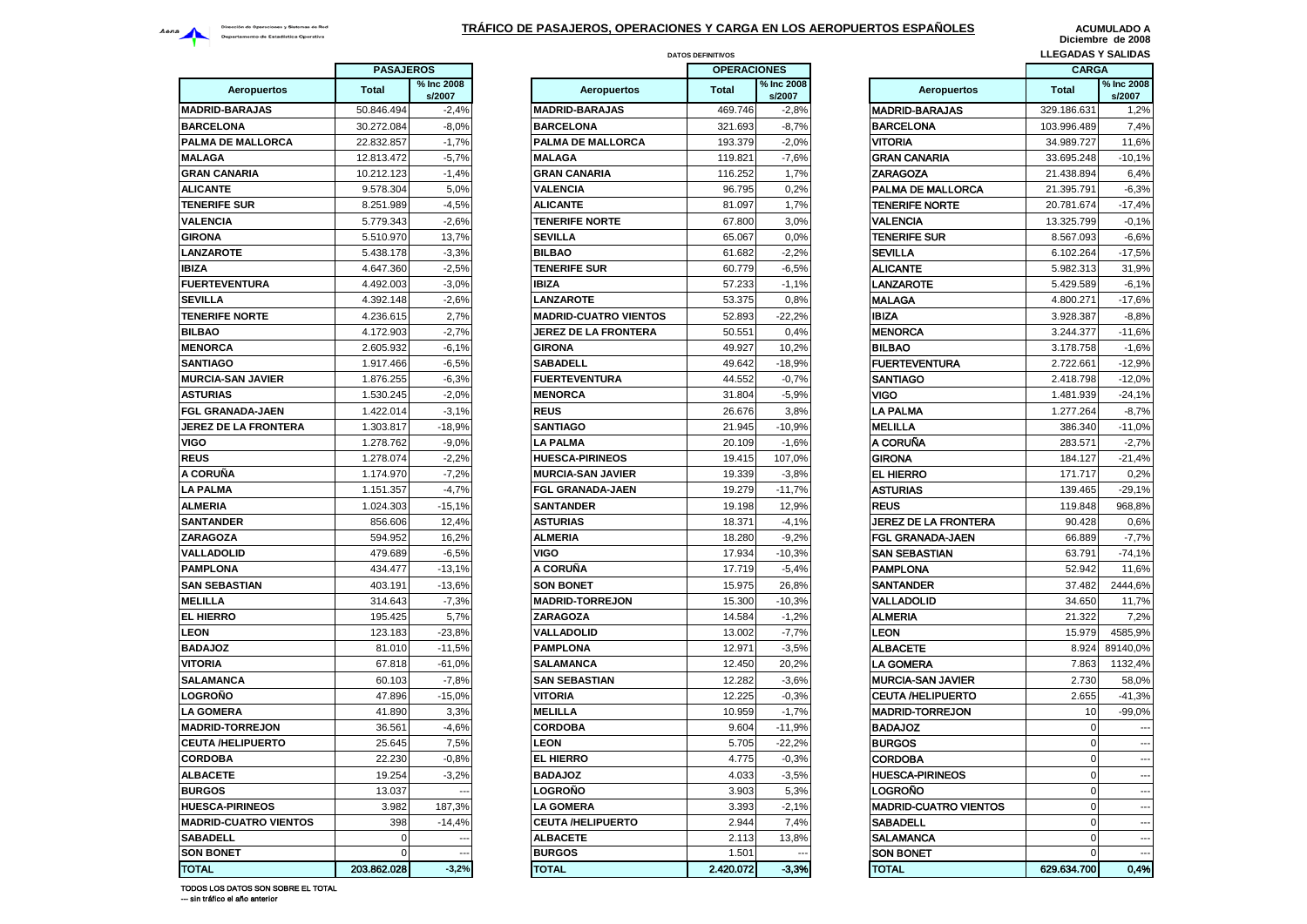Dirección de Operaciones y Sistemas de Red
Departamento de Estadística Operativa

# TRÁFICO DE PASAJEROS, OPERACIONES Y CARGA EN LOS AEROPUERTOS ESPAÑOLES

ACUMULADO A Diciembre de 2008

DATOS DEFINITIVOS

LLEGADAS Y SALIDAS

| | PASAJEROS | |
|---|---|---|
| Aeropuertos | Total | % Inc 2008 s/2007 |
| MADRID-BARAJAS | 50.846.494 | -2,4% |
| BARCELONA | 30.272.084 | -8,0% |
| PALMA DE MALLORCA | 22.832.857 | -1,7% |
| MALAGA | 12.813.472 | -5,7% |
| GRAN CANARIA | 10.212.123 | -1,4% |
| ALICANTE | 9.578.304 | 5,0% |
| TENERIFE SUR | 8.251.989 | -4,5% |
| VALENCIA | 5.779.343 | -2,6% |
| GIRONA | 5.510.970 | 13,7% |
| LANZAROTE | 5.438.178 | -3,3% |
| IBIZA | 4.647.360 | -2,5% |
| FUERTEVENTURA | 4.492.003 | -3,0% |
| SEVILLA | 4.392.148 | -2,6% |
| TENERIFE NORTE | 4.236.615 | 2,7% |
| BILBAO | 4.172.903 | -2,7% |
| MENORCA | 2.605.932 | -6,1% |
| SANTIAGO | 1.917.466 | -6,5% |
| MURCIA-SAN JAVIER | 1.876.255 | -6,3% |
| ASTURIAS | 1.530.245 | -2,0% |
| FGL GRANADA-JAEN | 1.422.014 | -3,1% |
| JEREZ DE LA FRONTERA | 1.303.817 | -18,9% |
| VIGO | 1.278.762 | -9,0% |
| REUS | 1.278.074 | -2,2% |
| A CORUÑA | 1.174.970 | -7,2% |
| LA PALMA | 1.151.357 | -4,7% |
| ALMERIA | 1.024.303 | -15,1% |
| SANTANDER | 856.606 | 12,4% |
| ZARAGOZA | 594.952 | 16,2% |
| VALLADOLID | 479.689 | -6,5% |
| PAMPLONA | 434.477 | -13,1% |
| SAN SEBASTIAN | 403.191 | -13,6% |
| MELILLA | 314.643 | -7,3% |
| EL HIERRO | 195.425 | 5,7% |
| LEON | 123.183 | -23,8% |
| BADAJOZ | 81.010 | -11,5% |
| VITORIA | 67.818 | -61,0% |
| SALAMANCA | 60.103 | -7,8% |
| LOGROÑO | 47.896 | -15,0% |
| LA GOMERA | 41.890 | 3,3% |
| MADRID-TORREJON | 36.561 | -4,6% |
| CEUTA /HELIPUERTO | 25.645 | 7,5% |
| CORDOBA | 22.230 | -0,8% |
| ALBACETE | 19.254 | -3,2% |
| BURGOS | 13.037 | --- |
| HUESCA-PIRINEOS | 3.982 | 187,3% |
| MADRID-CUATRO VIENTOS | 398 | -14,4% |
| SABADELL | 0 | --- |
| SON BONET | 0 | --- |
| TOTAL | 203.862.028 | -3,2% |

| | OPERACIONES | |
|---|---|---|
| Aeropuertos | Total | % Inc 2008 s/2007 |
| MADRID-BARAJAS | 469.746 | -2,8% |
| BARCELONA | 321.693 | -8,7% |
| PALMA DE MALLORCA | 193.379 | -2,0% |
| MALAGA | 119.821 | -7,6% |
| GRAN CANARIA | 116.252 | 1,7% |
| VALENCIA | 96.795 | 0,2% |
| ALICANTE | 81.097 | 1,7% |
| TENERIFE NORTE | 67.800 | 3,0% |
| SEVILLA | 65.067 | 0,0% |
| BILBAO | 61.682 | -2,2% |
| TENERIFE SUR | 60.779 | -6,5% |
| IBIZA | 57.233 | -1,1% |
| LANZAROTE | 53.375 | 0,8% |
| MADRID-CUATRO VIENTOS | 52.893 | -22,2% |
| JEREZ DE LA FRONTERA | 50.551 | 0,4% |
| GIRONA | 49.927 | 10,2% |
| SABADELL | 49.642 | -18,9% |
| FUERTEVENTURA | 44.552 | -0,7% |
| MENORCA | 31.804 | -5,9% |
| REUS | 26.676 | 3,8% |
| SANTIAGO | 21.945 | -10,9% |
| LA PALMA | 20.109 | -1,6% |
| HUESCA-PIRINEOS | 19.415 | 107,0% |
| MURCIA-SAN JAVIER | 19.339 | -3,8% |
| FGL GRANADA-JAEN | 19.279 | -11,7% |
| SANTANDER | 19.198 | 12,9% |
| ASTURIAS | 18.371 | -4,1% |
| ALMERIA | 18.280 | -9,2% |
| VIGO | 17.934 | -10,3% |
| A CORUÑA | 17.719 | -5,4% |
| SON BONET | 15.975 | 26,8% |
| MADRID-TORREJON | 15.300 | -10,3% |
| ZARAGOZA | 14.584 | -1,2% |
| VALLADOLID | 13.002 | -7,7% |
| PAMPLONA | 12.971 | -3,5% |
| SALAMANCA | 12.450 | 20,2% |
| SAN SEBASTIAN | 12.282 | -3,6% |
| VITORIA | 12.225 | -0,3% |
| MELILLA | 10.959 | -1,7% |
| CORDOBA | 9.604 | -11,9% |
| LEON | 5.705 | -22,2% |
| EL HIERRO | 4.775 | -0,3% |
| BADAJOZ | 4.033 | -3,5% |
| LOGROÑO | 3.903 | 5,3% |
| LA GOMERA | 3.393 | -2,1% |
| CEUTA /HELIPUERTO | 2.944 | 7,4% |
| ALBACETE | 2.113 | 13,8% |
| BURGOS | 1.501 | --- |
| TOTAL | 2.420.072 | -3,3% |

| | CARGA | |
|---|---|---|
| Aeropuertos | Total | % Inc 2008 s/2007 |
| MADRID-BARAJAS | 329.186.631 | 1,2% |
| BARCELONA | 103.996.489 | 7,4% |
| VITORIA | 34.989.727 | 11,6% |
| GRAN CANARIA | 33.695.248 | -10,1% |
| ZARAGOZA | 21.438.894 | 6,4% |
| PALMA DE MALLORCA | 21.395.791 | -6,3% |
| TENERIFE NORTE | 20.781.674 | -17,4% |
| VALENCIA | 13.325.799 | -0,1% |
| TENERIFE SUR | 8.567.093 | -6,6% |
| SEVILLA | 6.102.264 | -17,5% |
| ALICANTE | 5.982.313 | 31,9% |
| LANZAROTE | 5.429.589 | -6,1% |
| MALAGA | 4.800.271 | -17,6% |
| IBIZA | 3.928.387 | -8,8% |
| MENORCA | 3.244.377 | -11,6% |
| BILBAO | 3.178.758 | -1,6% |
| FUERTEVENTURA | 2.722.661 | -12,9% |
| SANTIAGO | 2.418.798 | -12,0% |
| VIGO | 1.481.939 | -24,1% |
| LA PALMA | 1.277.264 | -8,7% |
| MELILLA | 386.340 | -11,0% |
| A CORUÑA | 283.571 | -2,7% |
| GIRONA | 184.127 | -21,4% |
| EL HIERRO | 171.717 | 0,2% |
| ASTURIAS | 139.465 | -29,1% |
| REUS | 119.848 | 968,8% |
| JEREZ DE LA FRONTERA | 90.428 | 0,6% |
| FGL GRANADA-JAEN | 66.889 | -7,7% |
| SAN SEBASTIAN | 63.791 | -74,1% |
| PAMPLONA | 52.942 | 11,6% |
| SANTANDER | 37.482 | 2444,6% |
| VALLADOLID | 34.650 | 11,7% |
| ALMERIA | 21.322 | 7,2% |
| LEON | 15.979 | 4585,9% |
| ALBACETE | 8.924 | 89140,0% |
| LA GOMERA | 7.863 | 1132,4% |
| MURCIA-SAN JAVIER | 2.730 | 58,0% |
| CEUTA /HELIPUERTO | 2.655 | -41,3% |
| MADRID-TORREJON | 10 | -99,0% |
| BADAJOZ | 0 | --- |
| BURGOS | 0 | --- |
| CORDOBA | 0 | --- |
| HUESCA-PIRINEOS | 0 | --- |
| LOGROÑO | 0 | --- |
| MADRID-CUATRO VIENTOS | 0 | --- |
| SABADELL | 0 | --- |
| SALAMANCA | 0 | --- |
| SON BONET | 0 | --- |
| TOTAL | 629.634.700 | 0,4% |

TODOS LOS DATOS SON SOBRE EL TOTAL
--- sin tráfico el año anterior